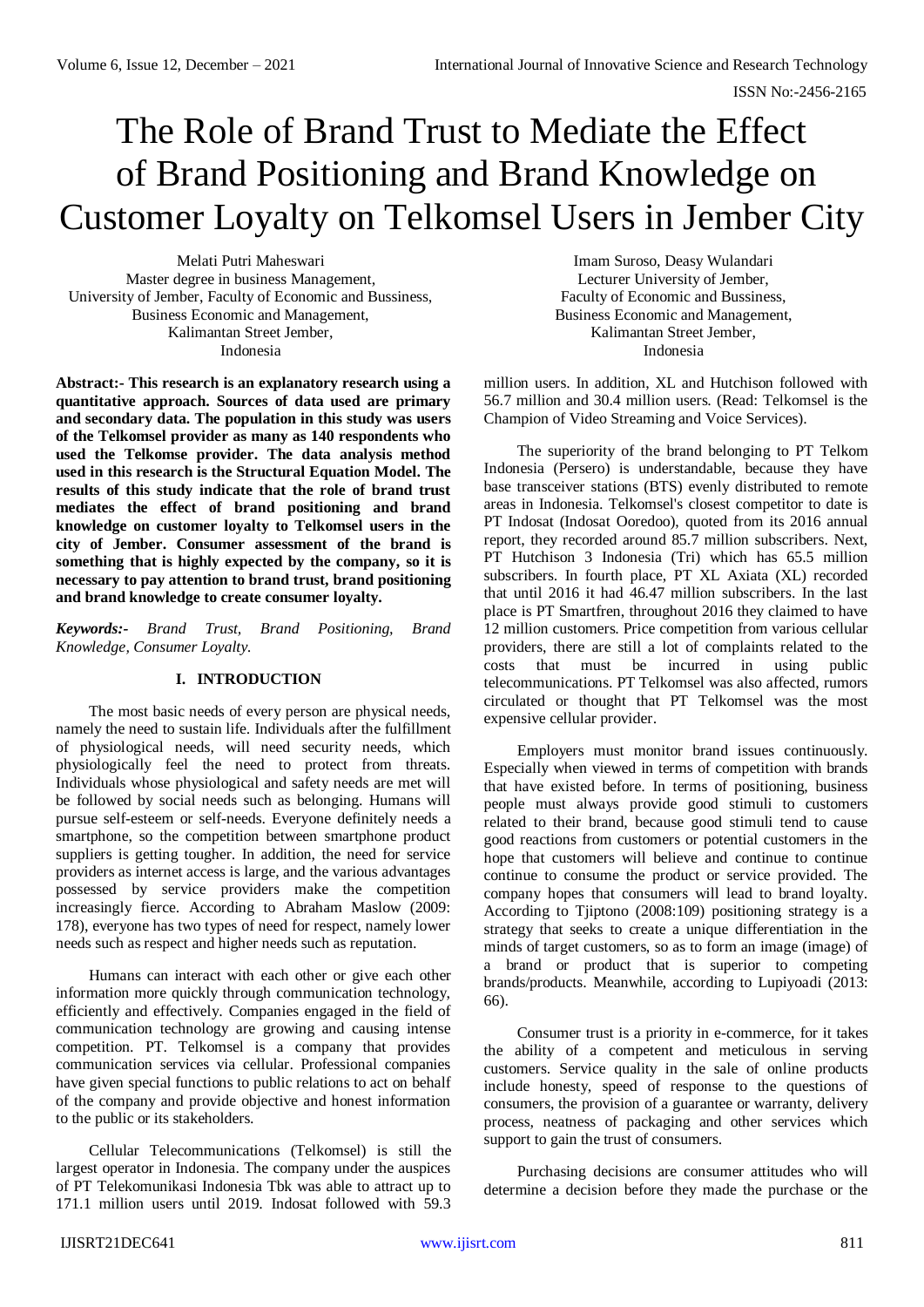# The Role of Brand Trust to Mediate the Effect of Brand Positioning and Brand Knowledge on Customer Loyalty on Telkomsel Users in Jember City

Melati Putri Maheswari
Master degree in business Management,
University of Jember, Faculty of Economic and Bussiness,
Business Economic and Management,
Kalimantan Street Jember,
Indonesia

Imam Suroso, Deasy Wulandari
Lecturer University of Jember,
Faculty of Economic and Bussiness,
Business Economic and Management,
Kalimantan Street Jember,
Indonesia

**Abstract:- This research is an explanatory research using a quantitative approach. Sources of data used are primary and secondary data. The population in this study was users of the Telkomsel provider as many as 140 respondents who used the Telkomse provider. The data analysis method used in this research is the Structural Equation Model. The results of this study indicate that the role of brand trust mediates the effect of brand positioning and brand knowledge on customer loyalty to Telkomsel users in the city of Jember. Consumer assessment of the brand is something that is highly expected by the company, so it is necessary to pay attention to brand trust, brand positioning and brand knowledge to create consumer loyalty.**

***Keywords:-** Brand Trust, Brand Positioning, Brand Knowledge, Consumer Loyalty.*

## I. INTRODUCTION

The most basic needs of every person are physical needs, namely the need to sustain life. Individuals after the fulfillment of physiological needs, will need security needs, which physiologically feel the need to protect from threats. Individuals whose physiological and safety needs are met will be followed by social needs such as belonging. Humans will pursue self-esteem or self-needs. Everyone definitely needs a smartphone, so the competition between smartphone product suppliers is getting tougher. In addition, the need for service providers as internet access is large, and the various advantages possessed by service providers make the competition increasingly fierce. According to Abraham Maslow (2009: 178), everyone has two types of need for respect, namely lower needs such as respect and higher needs such as reputation.

Humans can interact with each other or give each other information more quickly through communication technology, efficiently and effectively. Companies engaged in the field of communication technology are growing and causing intense competition. PT. Telkomsel is a company that provides communication services via cellular. Professional companies have given special functions to public relations to act on behalf of the company and provide objective and honest information to the public or its stakeholders.

Cellular Telecommunications (Telkomsel) is still the largest operator in Indonesia. The company under the auspices of PT Telekomunikasi Indonesia Tbk was able to attract up to 171.1 million users until 2019. Indosat followed with 59.3 million users. In addition, XL and Hutchison followed with 56.7 million and 30.4 million users. (Read: Telkomsel is the Champion of Video Streaming and Voice Services).

The superiority of the brand belonging to PT Telkom Indonesia (Persero) is understandable, because they have base transceiver stations (BTS) evenly distributed to remote areas in Indonesia. Telkomsel's closest competitor to date is PT Indosat (Indosat Ooredoo), quoted from its 2016 annual report, they recorded around 85.7 million subscribers. Next, PT Hutchison 3 Indonesia (Tri) which has 65.5 million subscribers. In fourth place, PT XL Axiata (XL) recorded that until 2016 it had 46.47 million subscribers. In the last place is PT Smartfren, throughout 2016 they claimed to have 12 million customers. Price competition from various cellular providers, there are still a lot of complaints related to the costs that must be incurred in using public telecommunications. PT Telkomsel was also affected, rumors circulated or thought that PT Telkomsel was the most expensive cellular provider.

Employers must monitor brand issues continuously. Especially when viewed in terms of competition with brands that have existed before. In terms of positioning, business people must always provide good stimuli to customers related to their brand, because good stimuli tend to cause good reactions from customers or potential customers in the hope that customers will believe and continue to continue continue to consume the product or service provided. The company hopes that consumers will lead to brand loyalty. According to Tjiptono (2008:109) positioning strategy is a strategy that seeks to create a unique differentiation in the minds of target customers, so as to form an image (image) of a brand or product that is superior to competing brands/products. Meanwhile, according to Lupiyoadi (2013: 66).

Consumer trust is a priority in e-commerce, for it takes the ability of a competent and meticulous in serving customers. Service quality in the sale of online products include honesty, speed of response to the questions of consumers, the provision of a guarantee or warranty, delivery process, neatness of packaging and other services which support to gain the trust of consumers.

Purchasing decisions are consumer attitudes who will determine a decision before they made the purchase or the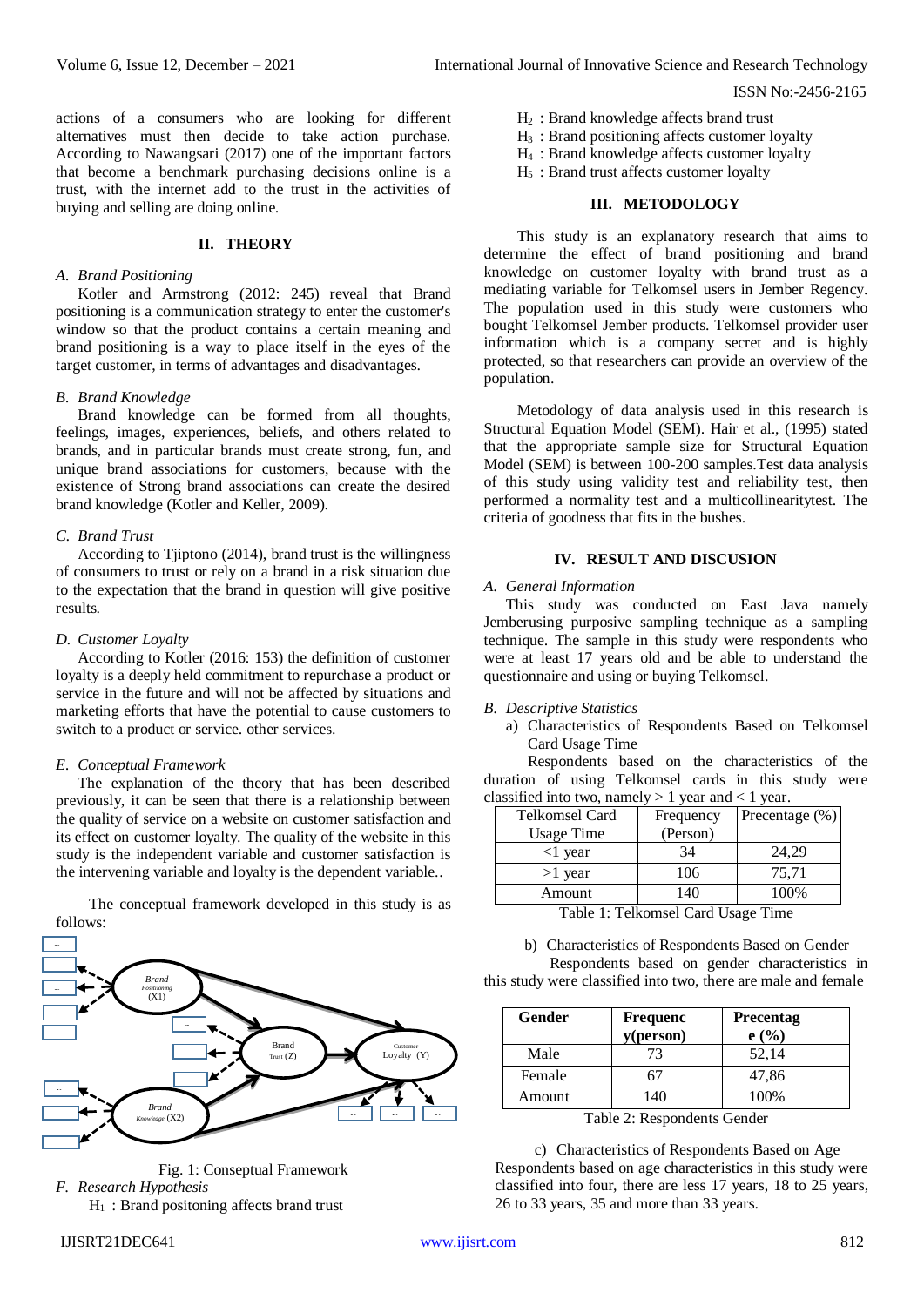actions of a consumers who are looking for different alternatives must then decide to take action purchase. According to Nawangsari (2017) one of the important factors that become a benchmark purchasing decisions online is a trust, with the internet add to the trust in the activities of buying and selling are doing online.

## II. THEORY

### *A. Brand Positioning*

Kotler and Armstrong (2012: 245) reveal that Brand positioning is a communication strategy to enter the customer's window so that the product contains a certain meaning and brand positioning is a way to place itself in the eyes of the target customer, in terms of advantages and disadvantages.

### *B. Brand Knowledge*

Brand knowledge can be formed from all thoughts, feelings, images, experiences, beliefs, and others related to brands, and in particular brands must create strong, fun, and unique brand associations for customers, because with the existence of Strong brand associations can create the desired brand knowledge (Kotler and Keller, 2009).

### *C. Brand Trust*

According to Tjiptono (2014), brand trust is the willingness of consumers to trust or rely on a brand in a risk situation due to the expectation that the brand in question will give positive results.

### *D. Customer Loyalty*

According to Kotler (2016: 153) the definition of customer loyalty is a deeply held commitment to repurchase a product or service in the future and will not be affected by situations and marketing efforts that have the potential to cause customers to switch to a product or service. other services.

### *E. Conceptual Framework*

The explanation of the theory that has been described previously, it can be seen that there is a relationship between the quality of service on a website on customer satisfaction and its effect on customer loyalty. The quality of the website in this study is the independent variable and customer satisfaction is the intervening variable and loyalty is the dependent variable..

The conceptual framework developed in this study is as follows:

Fig. 1: Conseptual Framework

### *F. Research Hypothesis*

$H_1$ : Brand positoning affects brand trust
$H_2$ : Brand knowledge affects brand trust
$H_3$ : Brand positioning affects customer loyalty
$H_4$ : Brand knowledge affects customer loyalty
$H_5$ : Brand trust affects customer loyalty

## III. METODOLOGY

This study is an explanatory research that aims to determine the effect of brand positioning and brand knowledge on customer loyalty with brand trust as a mediating variable for Telkomsel users in Jember Regency. The population used in this study were customers who bought Telkomsel Jember products. Telkomsel provider user information which is a company secret and is highly protected, so that researchers can provide an overview of the population.

Metodology of data analysis used in this research is Structural Equation Model (SEM). Hair et al., (1995) stated that the appropriate sample size for Structural Equation Model (SEM) is between 100-200 samples.Test data analysis of this study using validity test and reliability test, then performed a normality test and a multicollinearitytest. The criteria of goodness that fits in the bushes.

## IV. RESULT AND DISCUSION

### *A. General Information*

This study was conducted on East Java namely Jemberusing purposive sampling technique as a sampling technique. The sample in this study were respondents who were at least 17 years old and be able to understand the questionnaire and using or buying Telkomsel.

### *B. Descriptive Statistics*

a) Characteristics of Respondents Based on Telkomsel Card Usage Time

Respondents based on the characteristics of the duration of using Telkomsel cards in this study were classified into two, namely > 1 year and < 1 year.

| Telkomsel Card Usage Time | Frequency (Person) | Precentage (%) |
|---|---|---|
| <1 year | 34 | 24,29 |
| >1 year | 106 | 75,71 |
| Amount | 140 | 100% |

Table 1: Telkomsel Card Usage Time

b) Characteristics of Respondents Based on Gender

Respondents based on gender characteristics in this study were classified into two, there are male and female

| Gender | Frequenc y(person) | Precentag e (%) |
|---|---|---|
| Male | 73 | 52,14 |
| Female | 67 | 47,86 |
| Amount | 140 | 100% |

Table 2: Respondents Gender

c) Characteristics of Respondents Based on Age

Respondents based on age characteristics in this study were classified into four, there are less 17 years, 18 to 25 years, 26 to 33 years, 35 and more than 33 years.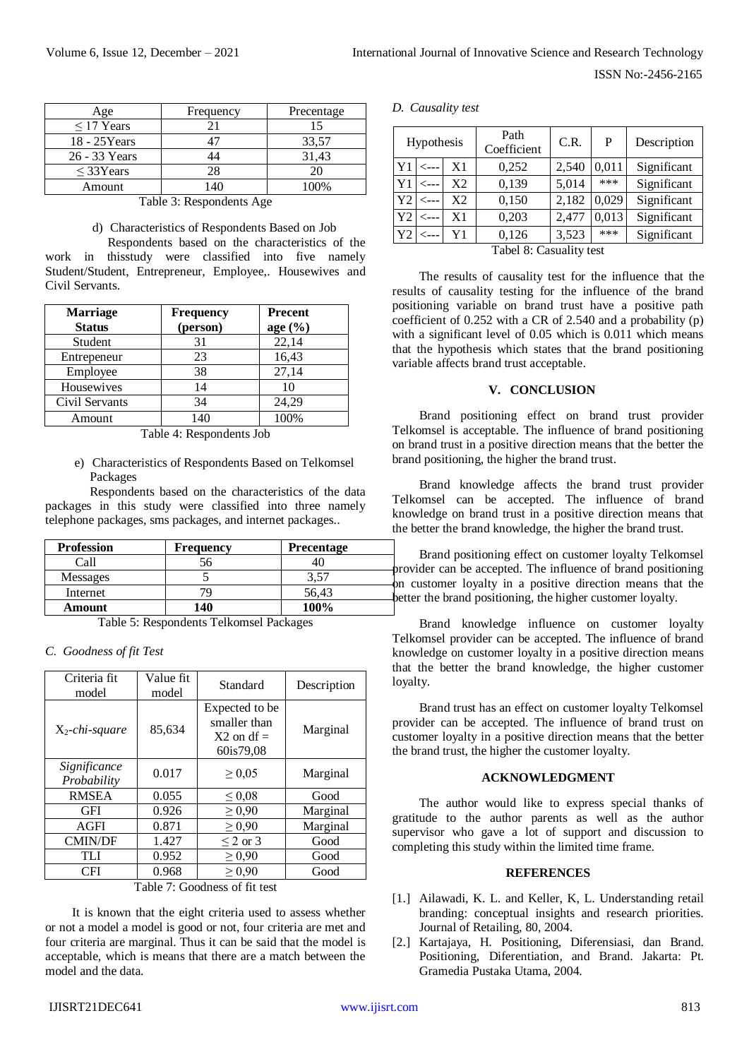| Age | Frequency | Precentage |
|---|---|---|
| ≤ 17 Years | 21 | 15 |
| 18 - 25Years | 47 | 33,57 |
| 26 - 33 Years | 44 | 31,43 |
| ≤ 33Years | 28 | 20 |
| Amount | 140 | 100% |

Table 3: Respondents Age

d) Characteristics of Respondents Based on Job

Respondents based on the characteristics of the work in thisstudy were classified into five namely Student/Student, Entrepreneur, Employee,. Housewives and Civil Servants.

| **Marriage Status** | **Frequency (person)** | **Precent age (%)** |
|---|---|---|
| Student | 31 | 22,14 |
| Entrepeneur | 23 | 16,43 |
| Employee | 38 | 27,14 |
| Housewives | 14 | 10 |
| Civil Servants | 34 | 24,29 |
| Amount | 140 | 100% |

Table 4: Respondents Job

e) Characteristics of Respondents Based on Telkomsel Packages

Respondents based on the characteristics of the data packages in this study were classified into three namely telephone packages, sms packages, and internet packages..

| **Profession** | **Frequency** | **Precentage** |
|---|---|---|
| Call | 56 | 40 |
| Messages | 5 | 3,57 |
| Internet | 79 | 56,43 |
| **Amount** | **140** | **100%** |

Table 5: Respondents Telkomsel Packages

### *C. Goodness of fit Test*

| Criteria fit model | Value fit model | Standard | Description |
|---|---|---|---|
| $X_2$-*chi-square* | 85,634 | Expected to be smaller than X2 on df = 60is79,08 | Marginal |
| *Significance Probability* | 0.017 | ≥ 0,05 | Marginal |
| RMSEA | 0.055 | ≤ 0,08 | Good |
| GFI | 0.926 | ≥ 0,90 | Marginal |
| AGFI | 0.871 | ≥ 0,90 | Marginal |
| CMIN/DF | 1.427 | ≤ 2 or 3 | Good |
| TLI | 0.952 | ≥ 0,90 | Good |
| CFI | 0.968 | ≥ 0,90 | Good |

Table 7: Goodness of fit test

It is known that the eight criteria used to assess whether or not a model a model is good or not, four criteria are met and four criteria are marginal. Thus it can be said that the model is acceptable, which is means that there are a match between the model and the data.

### *D. Causality test*

| Hypothesis | | | Path Coefficient | C.R. | P | Description |
|---|---|---|---|---|---|---|
| Y1 | <--- | X1 | 0,252 | 2,540 | 0,011 | Significant |
| Y1 | <--- | X2 | 0,139 | 5,014 | *** | Significant |
| Y2 | <--- | X2 | 0,150 | 2,182 | 0,029 | Significant |
| Y2 | <--- | X1 | 0,203 | 2,477 | 0,013 | Significant |
| Y2 | <--- | Y1 | 0,126 | 3,523 | *** | Significant |

Tabel 8: Casuality test

The results of causality test for the influence that the results of causality testing for the influence of the brand positioning variable on brand trust have a positive path coefficient of 0.252 with a CR of 2.540 and a probability (p) with a significant level of 0.05 which is 0.011 which means that the hypothesis which states that the brand positioning variable affects brand trust acceptable.

## V. CONCLUSION

Brand positioning effect on brand trust provider Telkomsel is acceptable. The influence of brand positioning on brand trust in a positive direction means that the better the brand positioning, the higher the brand trust.

Brand knowledge affects the brand trust provider Telkomsel can be accepted. The influence of brand knowledge on brand trust in a positive direction means that the better the brand knowledge, the higher the brand trust.

Brand positioning effect on customer loyalty Telkomsel provider can be accepted. The influence of brand positioning on customer loyalty in a positive direction means that the better the brand positioning, the higher customer loyalty.

Brand knowledge influence on customer loyalty Telkomsel provider can be accepted. The influence of brand knowledge on customer loyalty in a positive direction means that the better the brand knowledge, the higher customer loyalty.

Brand trust has an effect on customer loyalty Telkomsel provider can be accepted. The influence of brand trust on customer loyalty in a positive direction means that the better the brand trust, the higher the customer loyalty.

## ACKNOWLEDGMENT

The author would like to express special thanks of gratitude to the author parents as well as the author supervisor who gave a lot of support and discussion to completing this study within the limited time frame.

## REFERENCES

[1.] Ailawadi, K. L. and Keller, K, L. Understanding retail branding: conceptual insights and research priorities. Journal of Retailing, 80, 2004.

[2.] Kartajaya, H. Positioning, Diferensiasi, dan Brand. Positioning, Diferentiation, and Brand. Jakarta: Pt. Gramedia Pustaka Utama, 2004.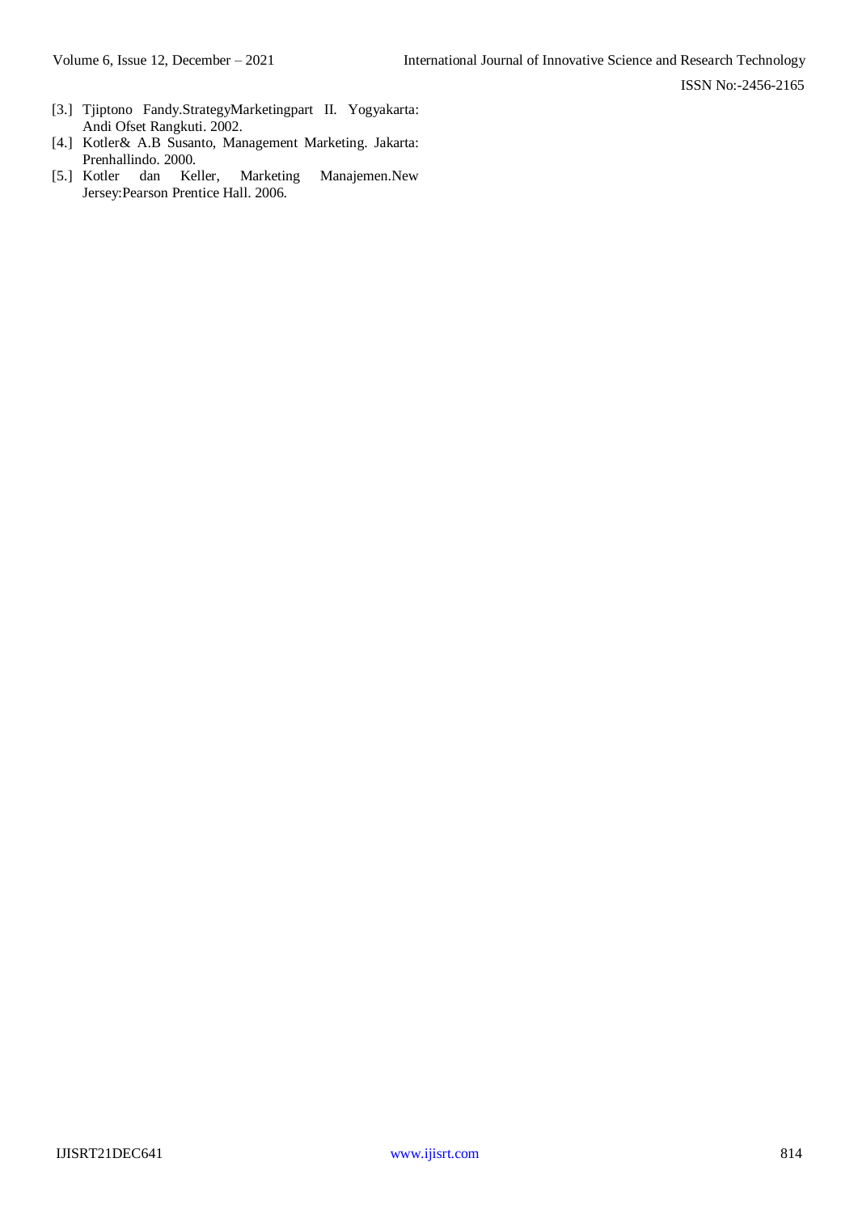[3.] Tjiptono Fandy.StrategyMarketingpart II. Yogyakarta: Andi Ofset Rangkuti. 2002.

[4.] Kotler& A.B Susanto, Management Marketing. Jakarta: Prenhallindo. 2000.

[5.] Kotler dan Keller, Marketing Manajemen.New Jersey:Pearson Prentice Hall. 2006.